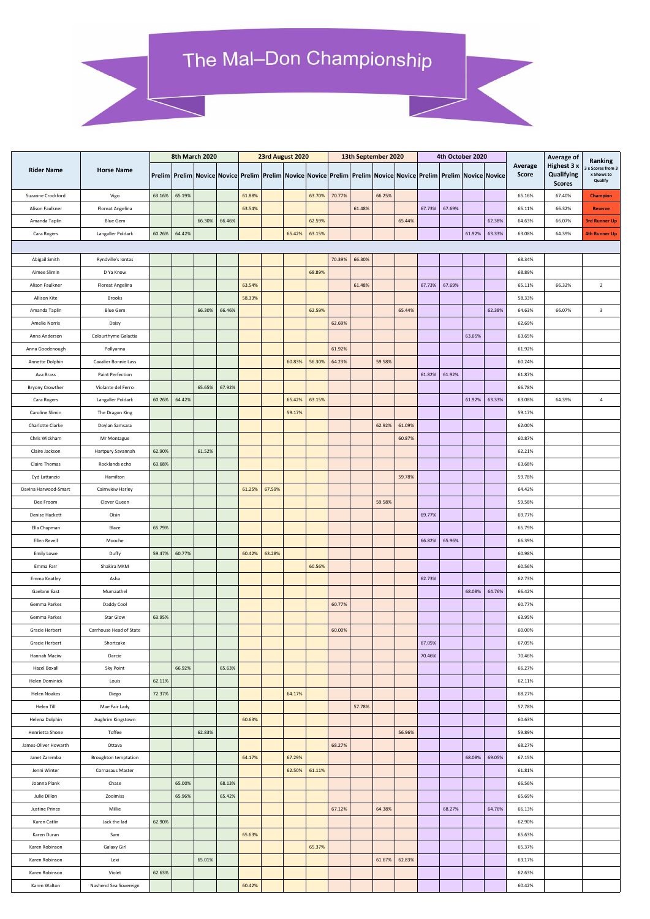# The Mal–Don Championship

| Rider Name | Horse Name | 8th March 2020 | | | | 23rd August 2020 | | | | 13th September 2020 | | | | 4th October 2020 | | | | Average Score | Average of Highest 3 x Qualifying Scores | Ranking 3 x Scores from 3 x Shows to Qualify |
|---|---|---|---|---|---|---|---|---|---|---|---|---|---|---|---|---|---|---|---|---|
| | | Prelim | Prelim | Novice | Novice | Prelim | Prelim | Novice | Novice | Prelim | Prelim | Novice | Novice | Prelim | Prelim | Novice | Novice | | | |
| Suzanne Crockford | Vigo | 63.16% | 65.19% | | | 61.88% | | | 63.70% | 70.77% | | 66.25% | | | | | | 65.16% | 67.40% | **Champion** |
| Alison Faulkner | Floreat Angelina | | | | | 63.54% | | | | | 61.48% | | | 67.73% | 67.69% | | | 65.11% | 66.32% | **Reserve** |
| Amanda Taplin | Blue Gem | | | 66.30% | 66.46% | | | | 62.59% | | | | 65.44% | | | | 62.38% | 64.63% | 66.07% | **3rd Runner Up** |
| Cara Rogers | Langaller Poldark | 60.26% | 64.42% | | | | | 65.42% | 63.15% | | | | | | | 61.92% | 63.33% | 63.08% | 64.39% | **4th Runner Up** |
| | | | | | | | | | | | | | | | | | | | | |
| Abigail Smith | Ryndville's Iontas | | | | | | | | | 70.39% | 66.30% | | | | | | | 68.34% | | |
| Aimee Slimin | D Ya Know | | | | | | | | 68.89% | | | | | | | | | 68.89% | | |
| Alison Faulkner | Floreat Angelina | | | | | 63.54% | | | | | 61.48% | | | 67.73% | 67.69% | | | 65.11% | 66.32% | 2 |
| Allison Kite | Brooks | | | | | 58.33% | | | | | | | | | | | | 58.33% | | |
| Amanda Taplin | Blue Gem | | | 66.30% | 66.46% | | | | 62.59% | | | | 65.44% | | | | 62.38% | 64.63% | 66.07% | 3 |
| Amelie Norris | Daisy | | | | | | | | | 62.69% | | | | | | | | 62.69% | | |
| Anna Anderson | Colourthyme Galactia | | | | | | | | | | | | | | | 63.65% | | 63.65% | | |
| Anna Goodenough | Pollyanna | | | | | | | | | 61.92% | | | | | | | | 61.92% | | |
| Annette Dolphin | Cavalier Bonnie Lass | | | | | | | 60.83% | 56.30% | 64.23% | | 59.58% | | | | | | 60.24% | | |
| Ava Brass | Paint Perfection | | | | | | | | | | | | | 61.82% | 61.92% | | | 61.87% | | |
| Bryony Crowther | Violante del Ferro | | | 65.65% | 67.92% | | | | | | | | | | | | | 66.78% | | |
| Cara Rogers | Langaller Poldark | 60.26% | 64.42% | | | | | 65.42% | 63.15% | | | | | | | 61.92% | 63.33% | 63.08% | 64.39% | 4 |
| Caroline Slimin | The Dragon King | | | | | | | 59.17% | | | | | | | | | | 59.17% | | |
| Charlotte Clarke | Doylan Samsara | | | | | | | | | | | 62.92% | 61.09% | | | | | 62.00% | | |
| Chris Wickham | Mr Montague | | | | | | | | | | | | 60.87% | | | | | 60.87% | | |
| Claire Jackson | Hartpury Savannah | 62.90% | | 61.52% | | | | | | | | | | | | | | 62.21% | | |
| Claire Thomas | Rocklands echo | 63.68% | | | | | | | | | | | | | | | | 63.68% | | |
| Cyd Lattanzio | Hamilton | | | | | | | | | | | | 59.78% | | | | | 59.78% | | |
| Davina Harwood-Smart | Cairnview Harley | | | | | 61.25% | 67.59% | | | | | | | | | | | 64.42% | | |
| Dee Froom | Clover Queen | | | | | | | | | | | 59.58% | | | | | | 59.58% | | |
| Denise Hackett | Oisin | | | | | | | | | | | | | 69.77% | | | | 69.77% | | |
| Ella Chapman | Blaze | 65.79% | | | | | | | | | | | | | | | | 65.79% | | |
| Ellen Revell | Mooche | | | | | | | | | | | | | 66.82% | 65.96% | | | 66.39% | | |
| Emily Lowe | Duffy | 59.47% | 60.77% | | | 60.42% | 63.28% | | | | | | | | | | | 60.98% | | |
| Emma Farr | Shakira MKM | | | | | | | | 60.56% | | | | | | | | | 60.56% | | |
| Emma Keatley | Asha | | | | | | | | | | | | | 62.73% | | | | 62.73% | | |
| Gaelann East | Mumaathel | | | | | | | | | | | | | | | 68.08% | 64.76% | 66.42% | | |
| Gemma Parkes | Daddy Cool | | | | | | | | | 60.77% | | | | | | | | 60.77% | | |
| Gemma Parkes | Star Glow | 63.95% | | | | | | | | | | | | | | | | 63.95% | | |
| Gracie Herbert | Carrhouse Head of State | | | | | | | | | 60.00% | | | | | | | | 60.00% | | |
| Gracie Herbert | Shortcake | | | | | | | | | | | | | 67.05% | | | | 67.05% | | |
| Hannah Maciw | Darcie | | | | | | | | | | | | | 70.46% | | | | 70.46% | | |
| Hazel Boxall | Sky Point | | 66.92% | | 65.63% | | | | | | | | | | | | | 66.27% | | |
| Helen Dominick | Louis | 62.11% | | | | | | | | | | | | | | | | 62.11% | | |
| Helen Noakes | Diego | 72.37% | | | | | | 64.17% | | | | | | | | | | 68.27% | | |
| Helen Till | Mae Fair Lady | | | | | | | | | | 57.78% | | | | | | | 57.78% | | |
| Helena Dolphin | Aughrim Kingstown | | | | | 60.63% | | | | | | | | | | | | 60.63% | | |
| Henrietta Shone | Toffee | | | 62.83% | | | | | | | | | 56.96% | | | | | 59.89% | | |
| James-Oliver Howarth | Ottava | | | | | | | | | 68.27% | | | | | | | | 68.27% | | |
| Janet Zaremba | Broughton temptation | | | | | 64.17% | | 67.29% | | | | | | | | 68.08% | 69.05% | 67.15% | | |
| Jenni Winter | Cornasaus Master | | | | | | | 62.50% | 61.11% | | | | | | | | | 61.81% | | |
| Joanna Plank | Chase | | 65.00% | | 68.13% | | | | | | | | | | | | | 66.56% | | |
| Julie Dillon | Zooimiss | | 65.96% | | 65.42% | | | | | | | | | | | | | 65.69% | | |
| Justine Prince | Millie | | | | | | | | | 67.12% | | 64.38% | | | 68.27% | | 64.76% | 66.13% | | |
| Karen Catlin | Jack the lad | 62.90% | | | | | | | | | | | | | | | | 62.90% | | |
| Karen Duran | Sam | | | | | 65.63% | | | | | | | | | | | | 65.63% | | |
| Karen Robinson | Galaxy Girl | | | | | | | | 65.37% | | | | | | | | | 65.37% | | |
| Karen Robinson | Lexi | | | 65.01% | | | | | | | | 61.67% | 62.83% | | | | | 63.17% | | |
| Karen Robinson | Violet | 62.63% | | | | | | | | | | | | | | | | 62.63% | | |
| Karen Walton | Nashend Sea Sovereign | | | | | 60.42% | | | | | | | | | | | | 60.42% | | |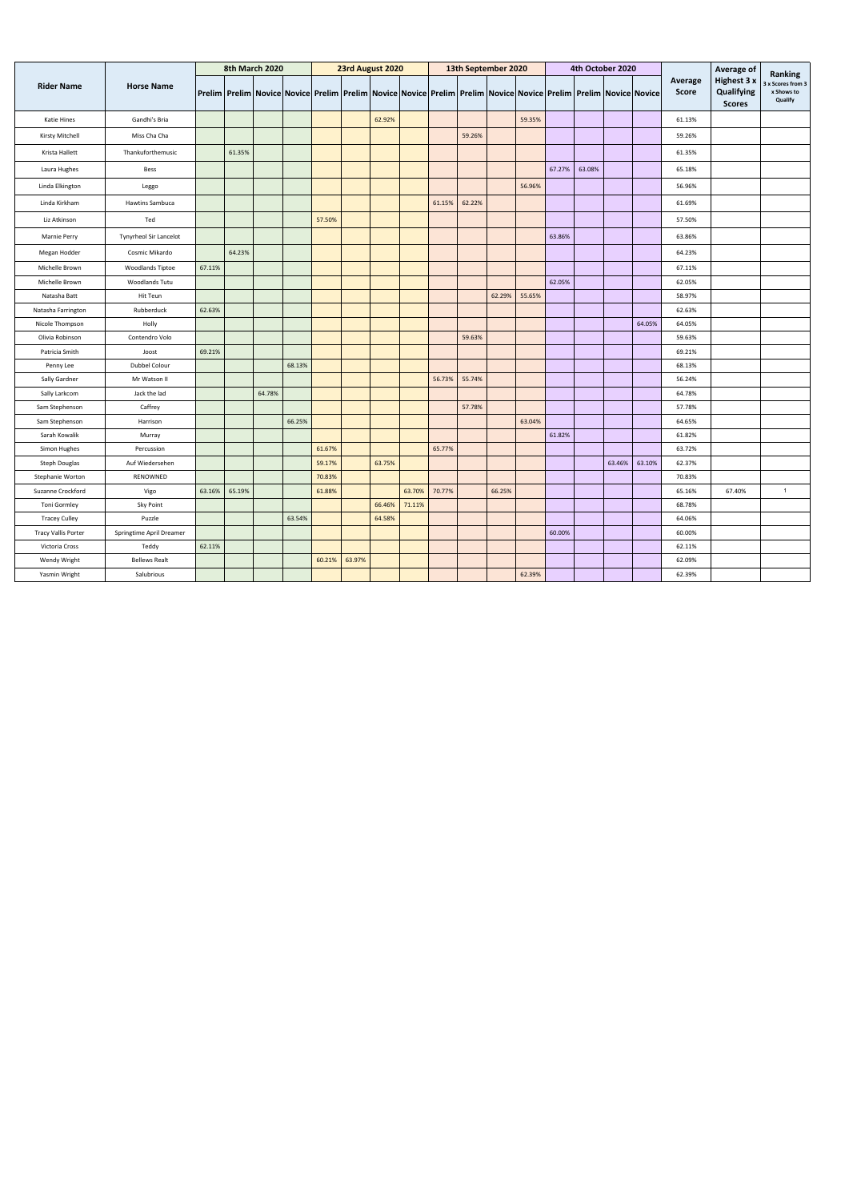| Rider Name | Horse Name | 8th March 2020 | | | | 23rd August 2020 | | | | 13th September 2020 | | | | 4th October 2020 | | | | Average Score | Average of Highest 3 x Qualifying Scores | Ranking 3 x Scores from 3 x Shows to Qualify |
|---|---|---|---|---|---|---|---|---|---|---|---|---|---|---|---|---|---|---|---|---|
| | | Prelim | Prelim | Novice | Novice | Prelim | Prelim | Novice | Novice | Prelim | Prelim | Novice | Novice | Prelim | Prelim | Novice | Novice | | | |
| Katie Hines | Gandhi's Bria | | | | | | | 62.92% | | | | | 59.35% | | | | | 61.13% | | |
| Kirsty Mitchell | Miss Cha Cha | | | | | | | | | | 59.26% | | | | | | | 59.26% | | |
| Krista Hallett | Thankuforthemusic | | 61.35% | | | | | | | | | | | | | | | 61.35% | | |
| Laura Hughes | Bess | | | | | | | | | | | | | 67.27% | 63.08% | | | 65.18% | | |
| Linda Elkington | Leggo | | | | | | | | | | | | 56.96% | | | | | 56.96% | | |
| Linda Kirkham | Hawtins Sambuca | | | | | | | | | 61.15% | 62.22% | | | | | | | 61.69% | | |
| Liz Atkinson | Ted | | | | | 57.50% | | | | | | | | | | | | 57.50% | | |
| Marnie Perry | Tynyrheol Sir Lancelot | | | | | | | | | | | | | 63.86% | | | | 63.86% | | |
| Megan Hodder | Cosmic Mikardo | | 64.23% | | | | | | | | | | | | | | | 64.23% | | |
| Michelle Brown | Woodlands Tiptoe | 67.11% | | | | | | | | | | | | | | | | 67.11% | | |
| Michelle Brown | Woodlands Tutu | | | | | | | | | | | | | 62.05% | | | | 62.05% | | |
| Natasha Batt | Hit Teun | | | | | | | | | | | 62.29% | 55.65% | | | | | 58.97% | | |
| Natasha Farrington | Rubberduck | 62.63% | | | | | | | | | | | | | | | | 62.63% | | |
| Nicole Thompson | Holly | | | | | | | | | | | | | | | | 64.05% | 64.05% | | |
| Olivia Robinson | Contendro Volo | | | | | | | | | | 59.63% | | | | | | | 59.63% | | |
| Patricia Smith | Joost | 69.21% | | | | | | | | | | | | | | | | 69.21% | | |
| Penny Lee | Dubbel Colour | | | | 68.13% | | | | | | | | | | | | | 68.13% | | |
| Sally Gardner | Mr Watson II | | | | | | | | | 56.73% | 55.74% | | | | | | | 56.24% | | |
| Sally Larkcom | Jack the lad | | | 64.78% | | | | | | | | | | | | | | 64.78% | | |
| Sam Stephenson | Caffrey | | | | | | | | | | 57.78% | | | | | | | 57.78% | | |
| Sam Stephenson | Harrison | | | | 66.25% | | | | | | | | 63.04% | | | | | 64.65% | | |
| Sarah Kowalik | Murray | | | | | | | | | | | | | 61.82% | | | | 61.82% | | |
| Simon Hughes | Percussion | | | | | 61.67% | | | | 65.77% | | | | | | | | 63.72% | | |
| Steph Douglas | Auf Wiedersehen | | | | | 59.17% | | 63.75% | | | | | | | | 63.46% | 63.10% | 62.37% | | |
| Stephanie Worton | RENOWNED | | | | | 70.83% | | | | | | | | | | | | 70.83% | | |
| Suzanne Crockford | Vigo | 63.16% | 65.19% | | | 61.88% | | | 63.70% | 70.77% | | 66.25% | | | | | | 65.16% | 67.40% | 1 |
| Toni Gormley | Sky Point | | | | | | | 66.46% | 71.11% | | | | | | | | | 68.78% | | |
| Tracey Culley | Puzzle | | | | 63.54% | | | 64.58% | | | | | | | | | | 64.06% | | |
| Tracy Vallis Porter | Springtime April Dreamer | | | | | | | | | | | | | 60.00% | | | | 60.00% | | |
| Victoria Cross | Teddy | 62.11% | | | | | | | | | | | | | | | | 62.11% | | |
| Wendy Wright | Bellews Realt | | | | | 60.21% | 63.97% | | | | | | | | | | | 62.09% | | |
| Yasmin Wright | Salubrious | | | | | | | | | | | | 62.39% | | | | | 62.39% | | |